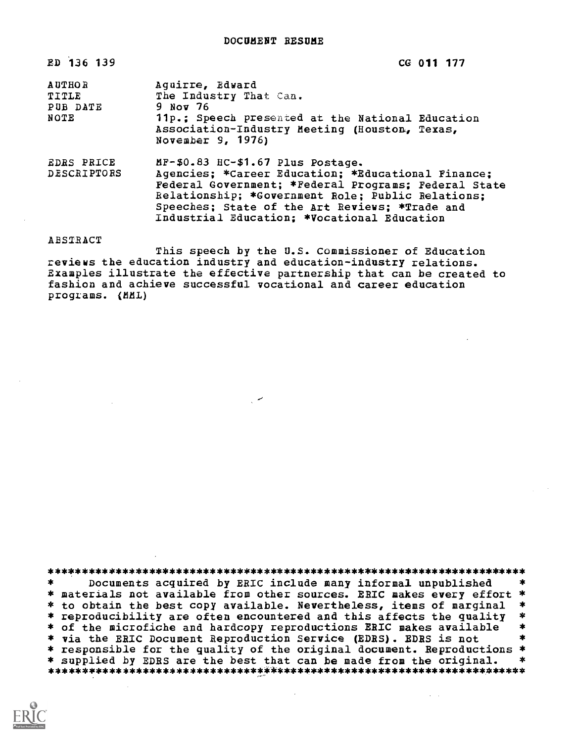DOCUMENT RESUME

| | |
|---|---|
| ED 136 139 | CG 011 177 |
| AUTHOR | Aguirre, Edward |
| TITLE | The Industry That Can. |
| PUB DATE | 9 Nov 76 |
| NOTE | 11p.; Speech presented at the National Education Association-Industry Meeting (Houston, Texas, November 9, 1976) |
| EDRS PRICE | MF-$0.83 HC-$1.67 Plus Postage. |
| DESCRIPTORS | Agencies; *Career Education; *Educational Finance; Federal Government; *Federal Programs; Federal State Relationship; *Government Role; Public Relations; Speeches; State of the Art Reviews; *Trade and Industrial Education; *Vocational Education |

ABSTRACT

This speech by the U.S. Commissioner of Education reviews the education industry and education-industry relations. Examples illustrate the effective partnership that can be created to fashion and achieve successful vocational and career education programs. (MML)

***********************************************************************
* Documents acquired by ERIC include many informal unpublished *
* materials not available from other sources. ERIC makes every effort *
* to obtain the best copy available. Nevertheless, items of marginal *
* reproducibility are often encountered and this affects the quality *
* of the microfiche and hardcopy reproductions ERIC makes available *
* via the ERIC Document Reproduction Service (EDRS). EDRS is not *
* responsible for the quality of the original document. Reproductions *
* supplied by EDRS are the best that can be made from the original. *
***********************************************************************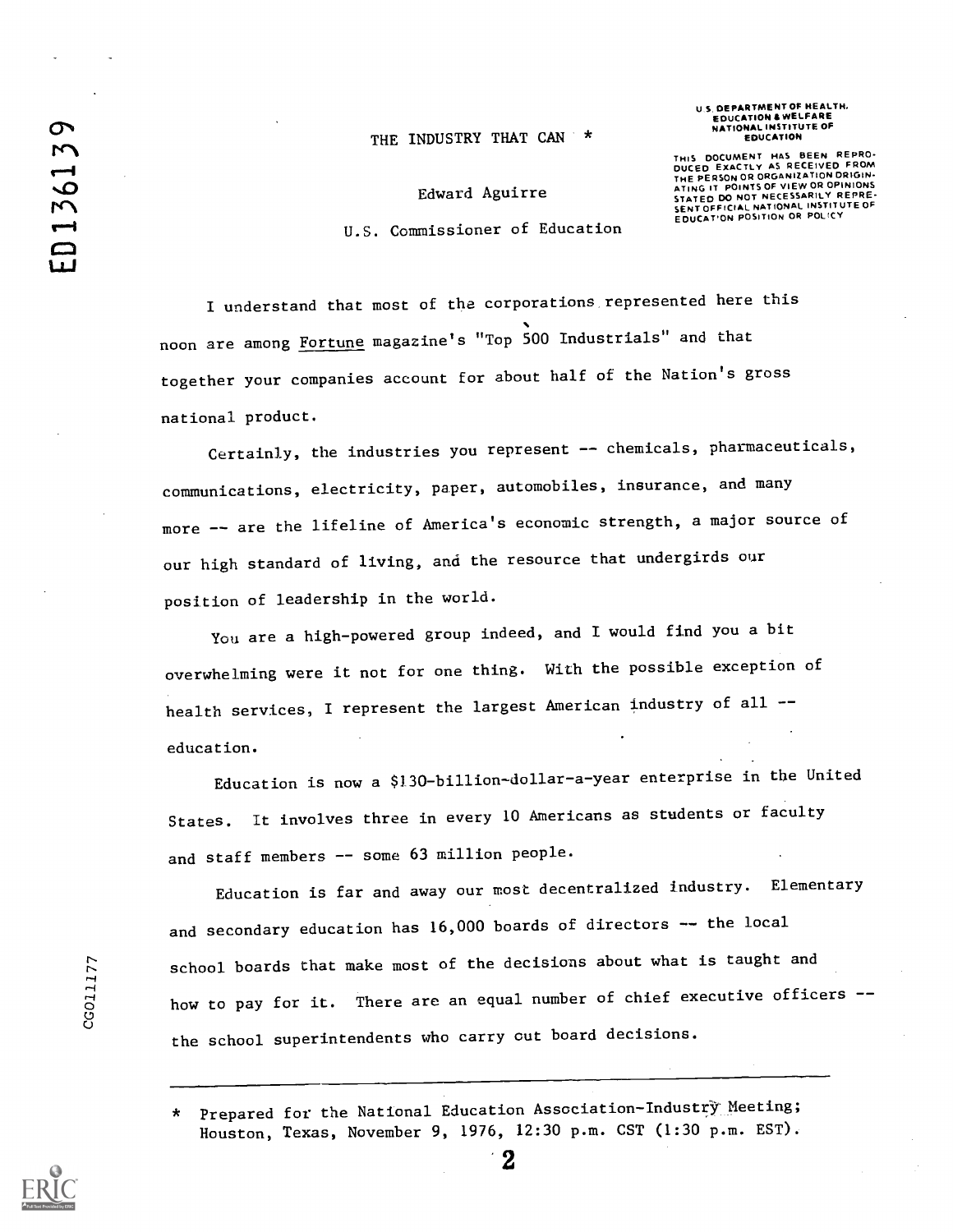# THE INDUSTRY THAT CAN *

Edward Aguirre

U.S. Commissioner of Education

U.S. DEPARTMENT OF HEALTH, EDUCATION & WELFARE
NATIONAL INSTITUTE OF EDUCATION

THIS DOCUMENT HAS BEEN REPRODUCED EXACTLY AS RECEIVED FROM THE PERSON OR ORGANIZATION ORIGINATING IT. POINTS OF VIEW OR OPINIONS STATED DO NOT NECESSARILY REPRESENT OFFICIAL NATIONAL INSTITUTE OF EDUCATION POSITION OR POLICY

I understand that most of the corporations represented here this noon are among _Fortune_ magazine's "Top 500 Industrials" and that together your companies account for about half of the Nation's gross national product.

Certainly, the industries you represent -- chemicals, pharmaceuticals, communications, electricity, paper, automobiles, insurance, and many more -- are the lifeline of America's economic strength, a major source of our high standard of living, and the resource that undergirds our position of leadership in the world.

You are a high-powered group indeed, and I would find you a bit overwhelming were it not for one thing. With the possible exception of health services, I represent the largest American industry of all -- education.

Education is now a $130-billion-dollar-a-year enterprise in the United States. It involves three in every 10 Americans as students or faculty and staff members -- some 63 million people.

Education is far and away our most decentralized industry. Elementary and secondary education has 16,000 boards of directors -- the local school boards that make most of the decisions about what is taught and how to pay for it. There are an equal number of chief executive officers -- the school superintendents who carry out board decisions.

---

\* Prepared for the National Education Association-Industry Meeting; Houston, Texas, November 9, 1976, 12:30 p.m. CST (1:30 p.m. EST).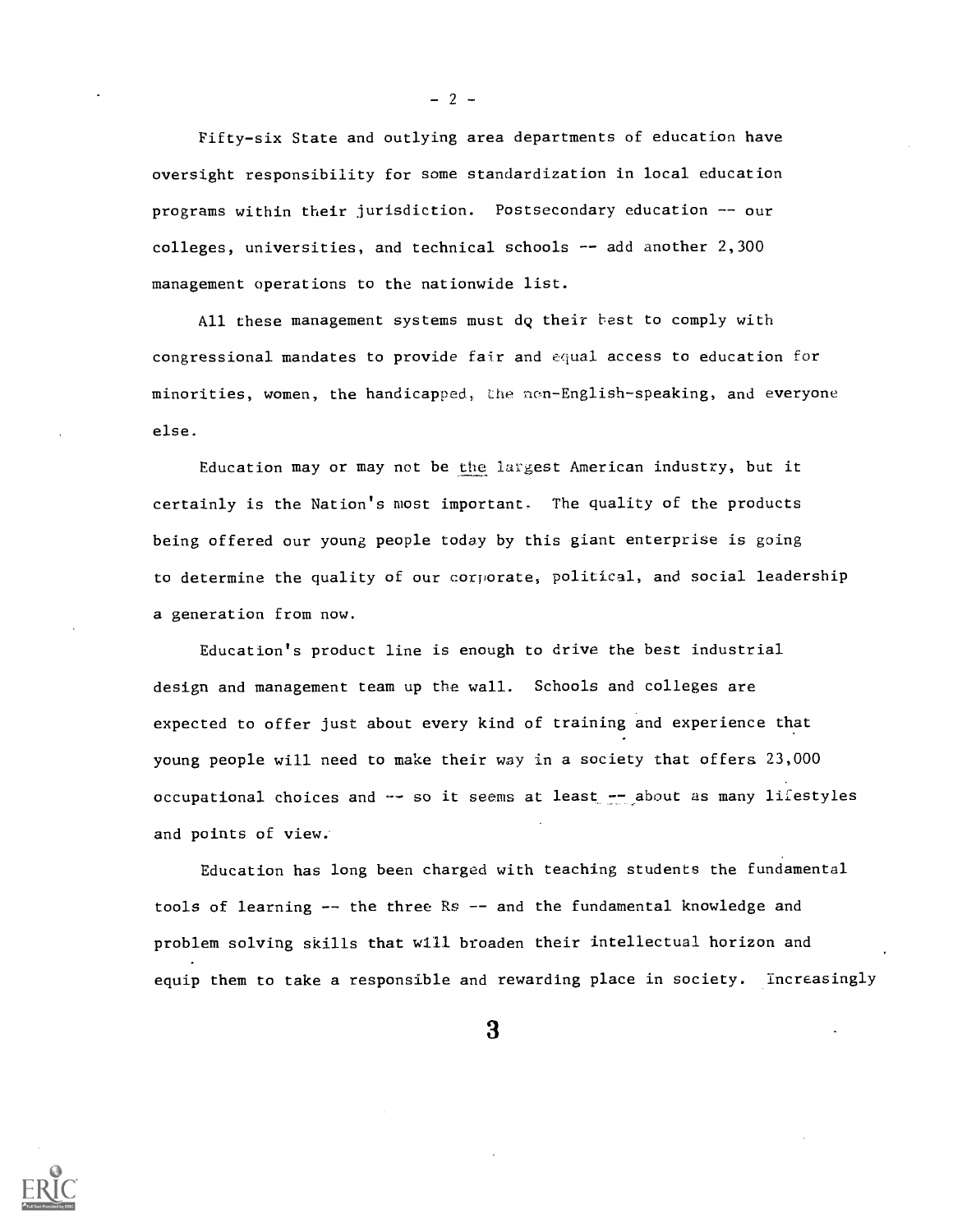Fifty-six State and outlying area departments of education have oversight responsibility for some standardization in local education programs within their jurisdiction. Postsecondary education -- our colleges, universities, and technical schools -- add another 2,300 management operations to the nationwide list.

All these management systems must do their best to comply with congressional mandates to provide fair and equal access to education for minorities, women, the handicapped, the non-English-speaking, and everyone else.

Education may or may not be the largest American industry, but it certainly is the Nation's most important. The quality of the products being offered our young people today by this giant enterprise is going to determine the quality of our corporate, political, and social leadership a generation from now.

Education's product line is enough to drive the best industrial design and management team up the wall. Schools and colleges are expected to offer just about every kind of training and experience that young people will need to make their way in a society that offers 23,000 occupational choices and -- so it seems at least -- about as many lifestyles and points of view.

Education has long been charged with teaching students the fundamental tools of learning -- the three Rs -- and the fundamental knowledge and problem solving skills that will broaden their intellectual horizon and equip them to take a responsible and rewarding place in society. Increasingly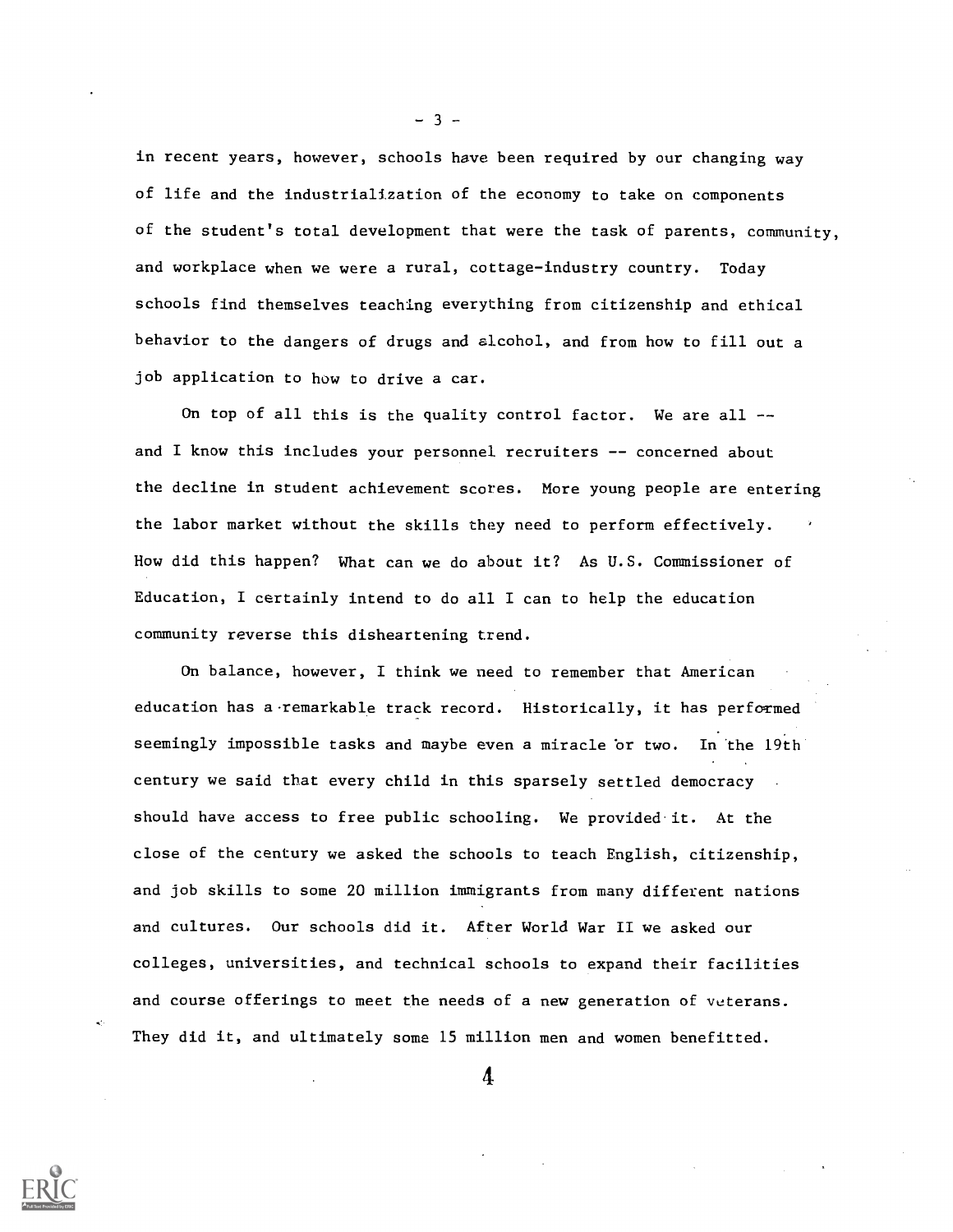in recent years, however, schools have been required by our changing way of life and the industrialization of the economy to take on components of the student's total development that were the task of parents, community, and workplace when we were a rural, cottage-industry country. Today schools find themselves teaching everything from citizenship and ethical behavior to the dangers of drugs and alcohol, and from how to fill out a job application to how to drive a car.

On top of all this is the quality control factor. We are all -- and I know this includes your personnel recruiters -- concerned about the decline in student achievement scores. More young people are entering the labor market without the skills they need to perform effectively. How did this happen? What can we do about it? As U.S. Commissioner of Education, I certainly intend to do all I can to help the education community reverse this disheartening trend.

On balance, however, I think we need to remember that American education has a remarkable track record. Historically, it has performed seemingly impossible tasks and maybe even a miracle or two. In the 19th century we said that every child in this sparsely settled democracy should have access to free public schooling. We provided it. At the close of the century we asked the schools to teach English, citizenship, and job skills to some 20 million immigrants from many different nations and cultures. Our schools did it. After World War II we asked our colleges, universities, and technical schools to expand their facilities and course offerings to meet the needs of a new generation of veterans. They did it, and ultimately some 15 million men and women benefitted.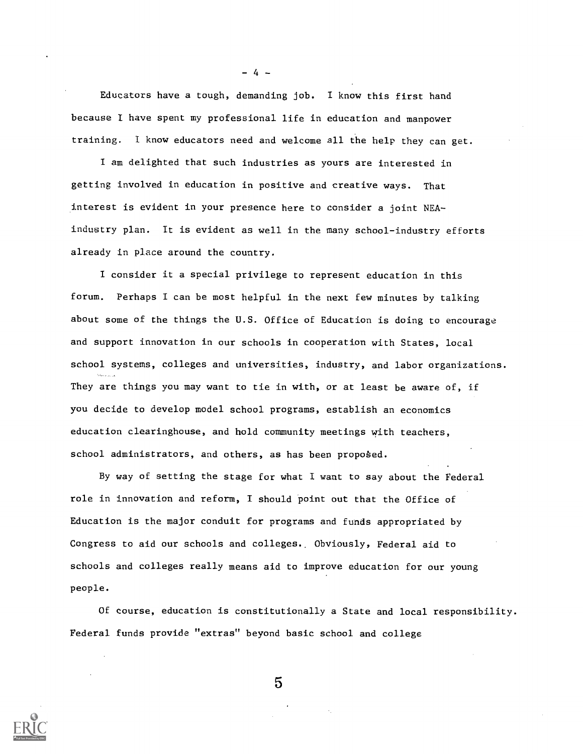Educators have a tough, demanding job. I know this first hand because I have spent my professional life in education and manpower training. I know educators need and welcome all the help they can get.

I am delighted that such industries as yours are interested in getting involved in education in positive and creative ways. That interest is evident in your presence here to consider a joint NEA-industry plan. It is evident as well in the many school-industry efforts already in place around the country.

I consider it a special privilege to represent education in this forum. Perhaps I can be most helpful in the next few minutes by talking about some of the things the U.S. Office of Education is doing to encourage and support innovation in our schools in cooperation with States, local school systems, colleges and universities, industry, and labor organizations. They are things you may want to tie in with, or at least be aware of, if you decide to develop model school programs, establish an economics education clearinghouse, and hold community meetings with teachers, school administrators, and others, as has been proposed.

By way of setting the stage for what I want to say about the Federal role in innovation and reform, I should point out that the Office of Education is the major conduit for programs and funds appropriated by Congress to aid our schools and colleges. Obviously, Federal aid to schools and colleges really means aid to improve education for our young people.

Of course, education is constitutionally a State and local responsibility. Federal funds provide "extras" beyond basic school and college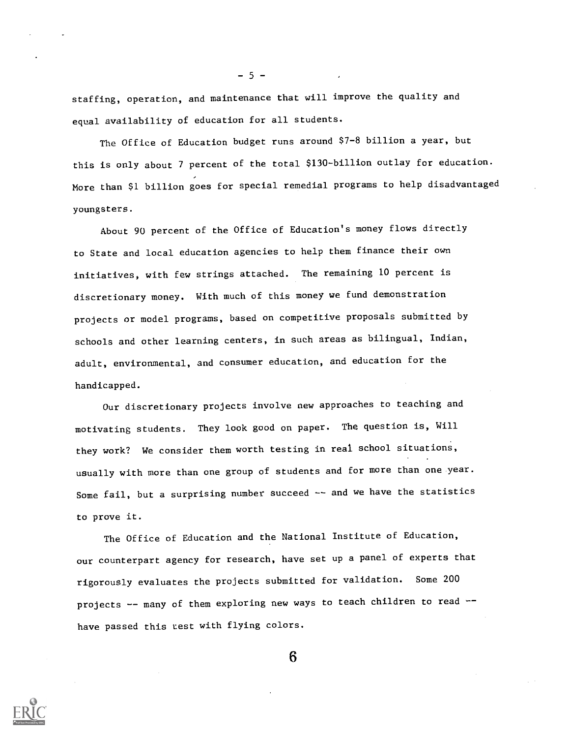staffing, operation, and maintenance that will improve the quality and equal availability of education for all students.

The Office of Education budget runs around $7-8 billion a year, but this is only about 7 percent of the total $130-billion outlay for education. More than $1 billion goes for special remedial programs to help disadvantaged youngsters.

About 90 percent of the Office of Education's money flows directly to State and local education agencies to help them finance their own initiatives, with few strings attached. The remaining 10 percent is discretionary money. With much of this money we fund demonstration projects or model programs, based on competitive proposals submitted by schools and other learning centers, in such areas as bilingual, Indian, adult, environmental, and consumer education, and education for the handicapped.

Our discretionary projects involve new approaches to teaching and motivating students. They look good on paper. The question is, Will they work? We consider them worth testing in real school situations, usually with more than one group of students and for more than one year. Some fail, but a surprising number succeed -- and we have the statistics to prove it.

The Office of Education and the National Institute of Education, our counterpart agency for research, have set up a panel of experts that rigorously evaluates the projects submitted for validation. Some 200 projects -- many of them exploring new ways to teach children to read -- have passed this test with flying colors.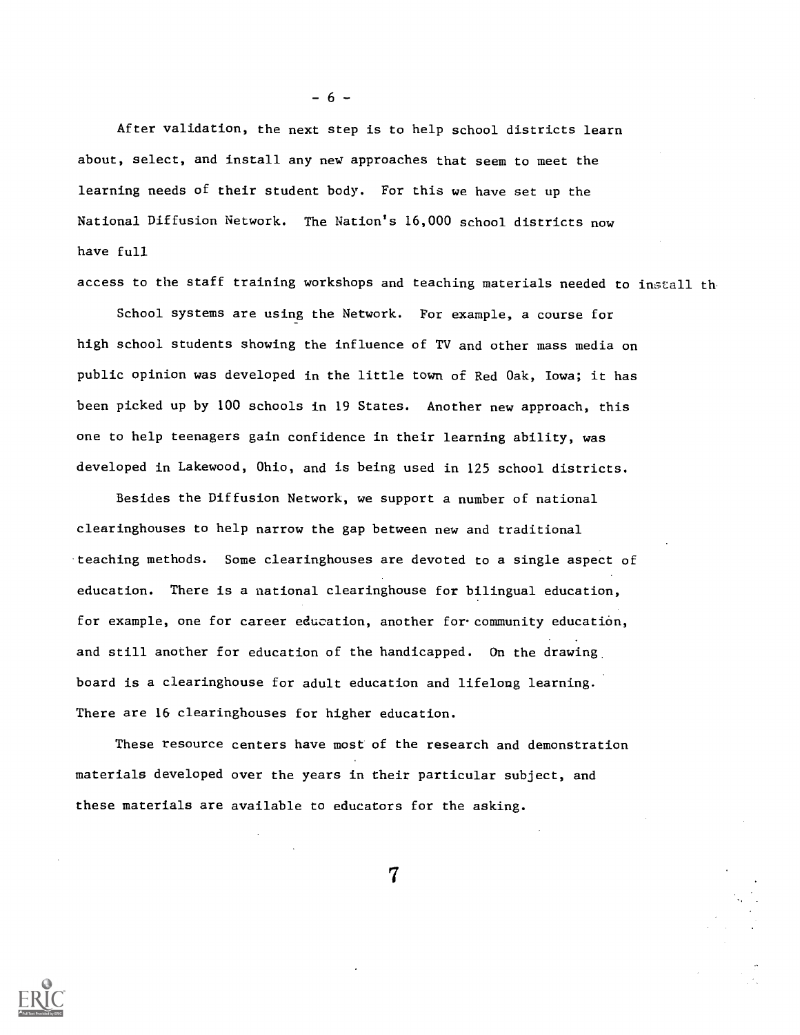After validation, the next step is to help school districts learn about, select, and install any new approaches that seem to meet the learning needs of their student body. For this we have set up the National Diffusion Network. The Nation's 16,000 school districts now have full

access to the staff training workshops and teaching materials needed to install th

School systems are using the Network. For example, a course for high school students showing the influence of TV and other mass media on public opinion was developed in the little town of Red Oak, Iowa; it has been picked up by 100 schools in 19 States. Another new approach, this one to help teenagers gain confidence in their learning ability, was developed in Lakewood, Ohio, and is being used in 125 school districts.

Besides the Diffusion Network, we support a number of national clearinghouses to help narrow the gap between new and traditional teaching methods. Some clearinghouses are devoted to a single aspect of education. There is a national clearinghouse for bilingual education, for example, one for career education, another for community education, and still another for education of the handicapped. On the drawing board is a clearinghouse for adult education and lifelong learning. There are 16 clearinghouses for higher education.

These resource centers have most of the research and demonstration materials developed over the years in their particular subject, and these materials are available to educators for the asking.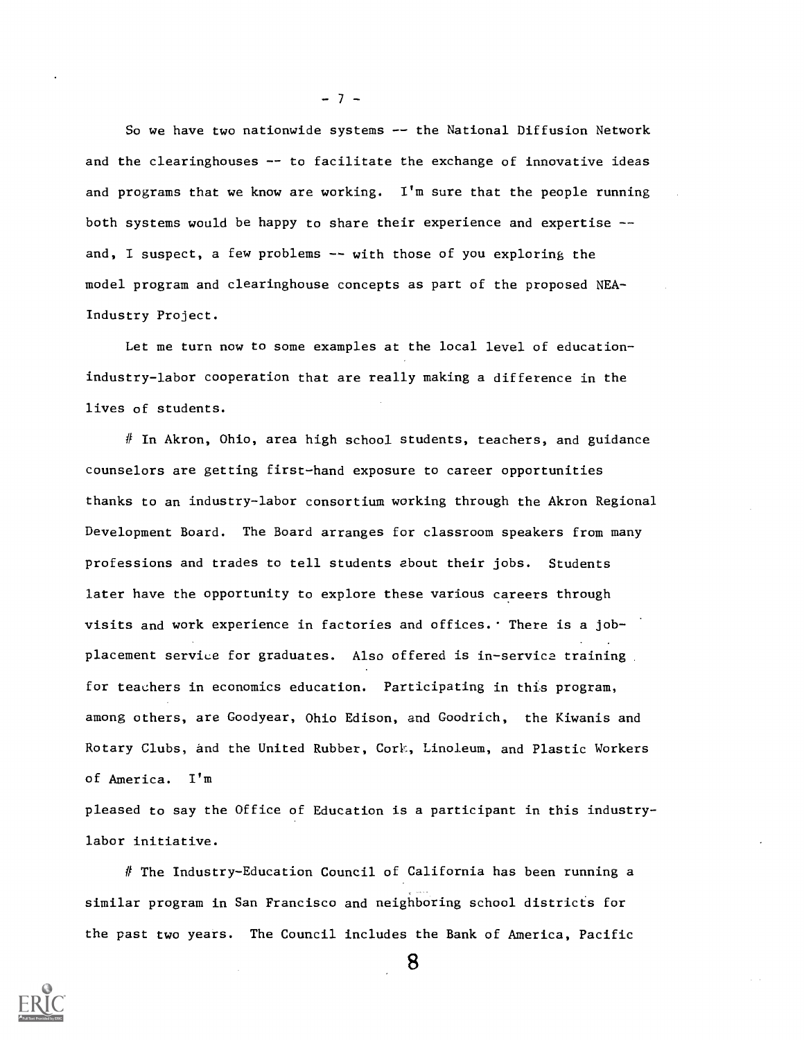So we have two nationwide systems -- the National Diffusion Network and the clearinghouses -- to facilitate the exchange of innovative ideas and programs that we know are working. I'm sure that the people running both systems would be happy to share their experience and expertise -- and, I suspect, a few problems -- with those of you exploring the model program and clearinghouse concepts as part of the proposed NEA-Industry Project.

Let me turn now to some examples at the local level of education-industry-labor cooperation that are really making a difference in the lives of students.

# In Akron, Ohio, area high school students, teachers, and guidance counselors are getting first-hand exposure to career opportunities thanks to an industry-labor consortium working through the Akron Regional Development Board. The Board arranges for classroom speakers from many professions and trades to tell students about their jobs. Students later have the opportunity to explore these various careers through visits and work experience in factories and offices. There is a job-placement service for graduates. Also offered is in-service training for teachers in economics education. Participating in this program, among others, are Goodyear, Ohio Edison, and Goodrich, the Kiwanis and Rotary Clubs, and the United Rubber, Cork, Linoleum, and Plastic Workers of America. I'm pleased to say the Office of Education is a participant in this industry-labor initiative.

# The Industry-Education Council of California has been running a similar program in San Francisco and neighboring school districts for the past two years. The Council includes the Bank of America, Pacific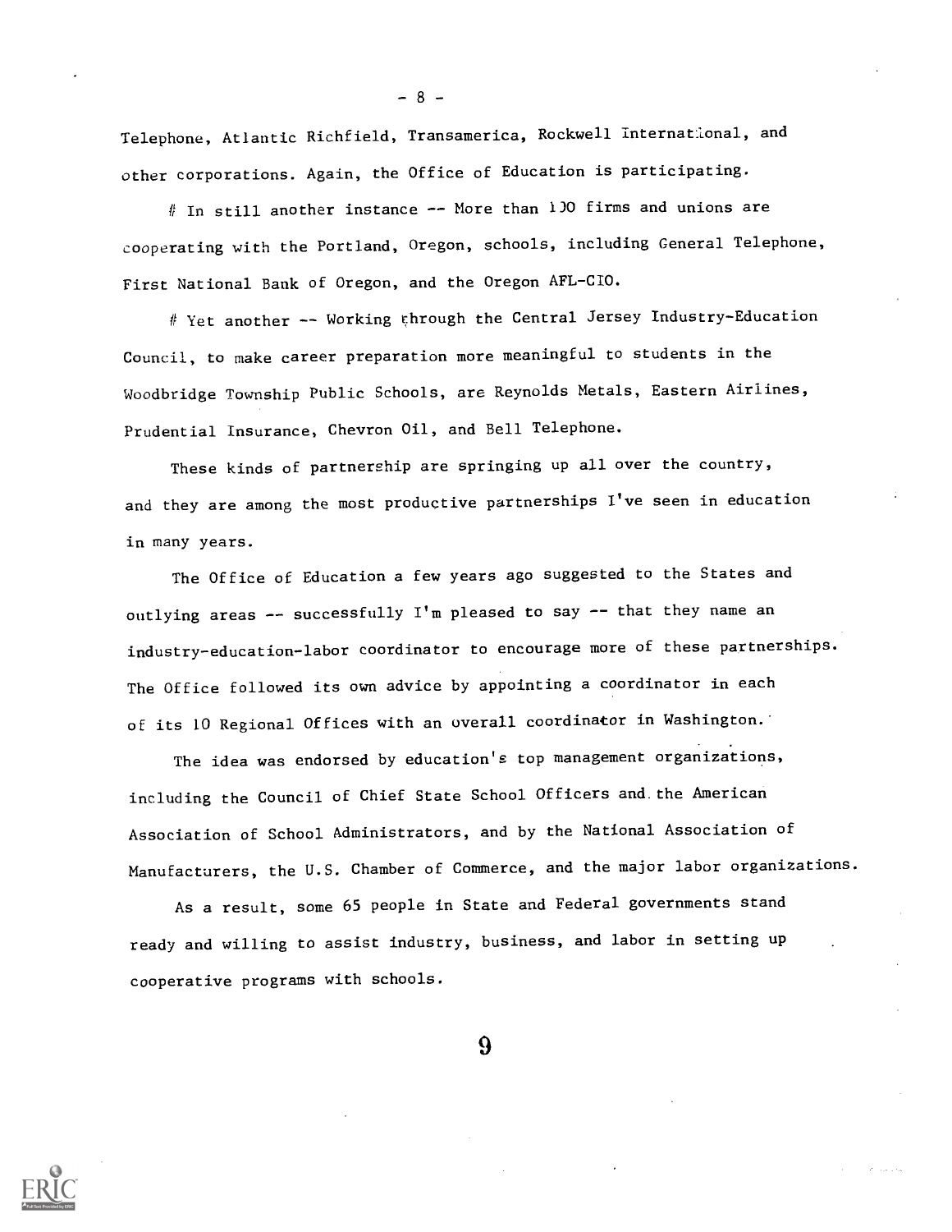Telephone, Atlantic Richfield, Transamerica, Rockwell International, and other corporations. Again, the Office of Education is participating.

# In still another instance -- More than 100 firms and unions are cooperating with the Portland, Oregon, schools, including General Telephone, First National Bank of Oregon, and the Oregon AFL-CIO.

# Yet another -- Working through the Central Jersey Industry-Education Council, to make career preparation more meaningful to students in the Woodbridge Township Public Schools, are Reynolds Metals, Eastern Airlines, Prudential Insurance, Chevron Oil, and Bell Telephone.

These kinds of partnership are springing up all over the country, and they are among the most productive partnerships I've seen in education in many years.

The Office of Education a few years ago suggested to the States and outlying areas -- successfully I'm pleased to say -- that they name an industry-education-labor coordinator to encourage more of these partnerships. The Office followed its own advice by appointing a coordinator in each of its 10 Regional Offices with an overall coordinator in Washington.

The idea was endorsed by education's top management organizations, including the Council of Chief State School Officers and the American Association of School Administrators, and by the National Association of Manufacturers, the U.S. Chamber of Commerce, and the major labor organizations.

As a result, some 65 people in State and Federal governments stand ready and willing to assist industry, business, and labor in setting up cooperative programs with schools.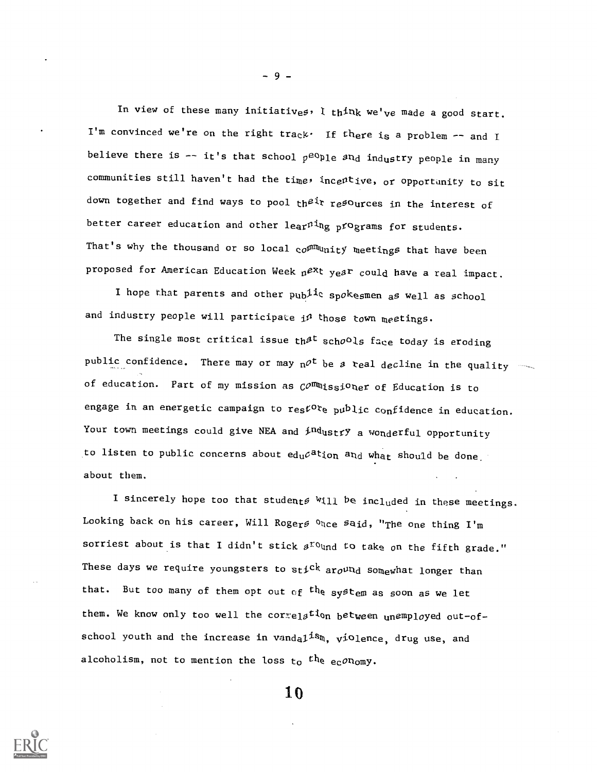In view of these many initiatives, I think we've made a good start. I'm convinced we're on the right track. If there is a problem -- and I believe there is -- it's that school people and industry people in many communities still haven't had the time, incentive, or opportunity to sit down together and find ways to pool their resources in the interest of better career education and other learning programs for students. That's why the thousand or so local community meetings that have been proposed for American Education Week next year could have a real impact.

I hope that parents and other public spokesmen as well as school and industry people will participate in those town meetings.

The single most critical issue that schools face today is eroding public confidence. There may or may not be a real decline in the quality of education. Part of my mission as Commissioner of Education is to engage in an energetic campaign to restore public confidence in education. Your town meetings could give NEA and industry a wonderful opportunity to listen to public concerns about education and what should be done about them.

I sincerely hope too that students will be included in these meetings. Looking back on his career, Will Rogers once said, "The one thing I'm sorriest about is that I didn't stick around to take on the fifth grade." These days we require youngsters to stick around somewhat longer than that. But too many of them opt out of the system as soon as we let them. We know only too well the correlation between unemployed out-of-school youth and the increase in vandalism, violence, drug use, and alcoholism, not to mention the loss to the economy.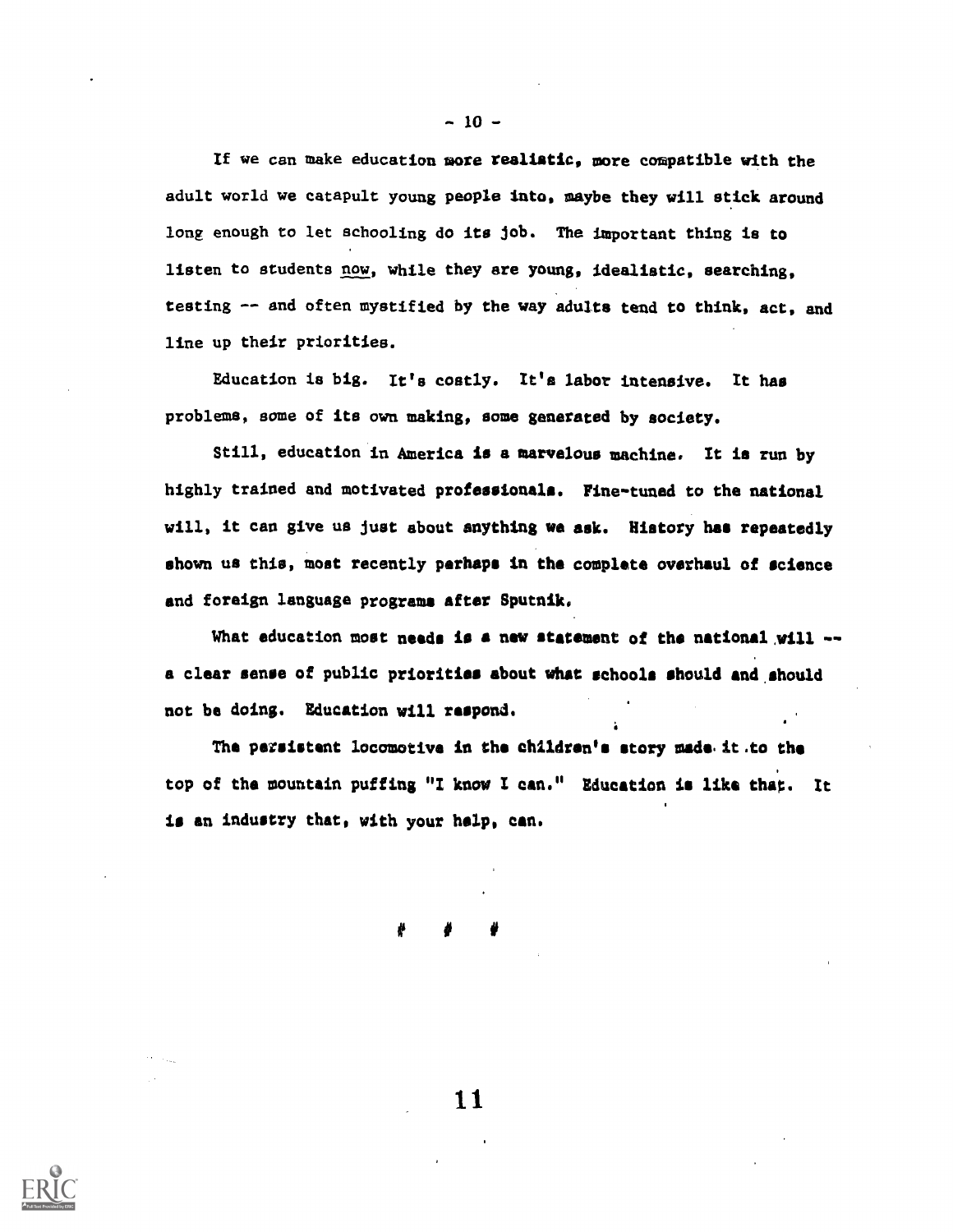If we can make education more realistic, more compatible with the adult world we catapult young people into, maybe they will stick around long enough to let schooling do its job. The important thing is to listen to students now, while they are young, idealistic, searching, testing -- and often mystified by the way adults tend to think, act, and line up their priorities.

Education is big. It's costly. It's labor intensive. It has problems, some of its own making, some generated by society.

Still, education in America is a marvelous machine. It is run by highly trained and motivated professionals. Fine-tuned to the national will, it can give us just about anything we ask. History has repeatedly shown us this, most recently perhaps in the complete overhaul of science and foreign language programs after Sputnik.

What education most needs is a new statement of the national will -- a clear sense of public priorities about what schools should and should not be doing. Education will respond.

The persistent locomotive in the children's story made it to the top of the mountain puffing "I know I can." Education is like that. It is an industry that, with your help, can.

# # #